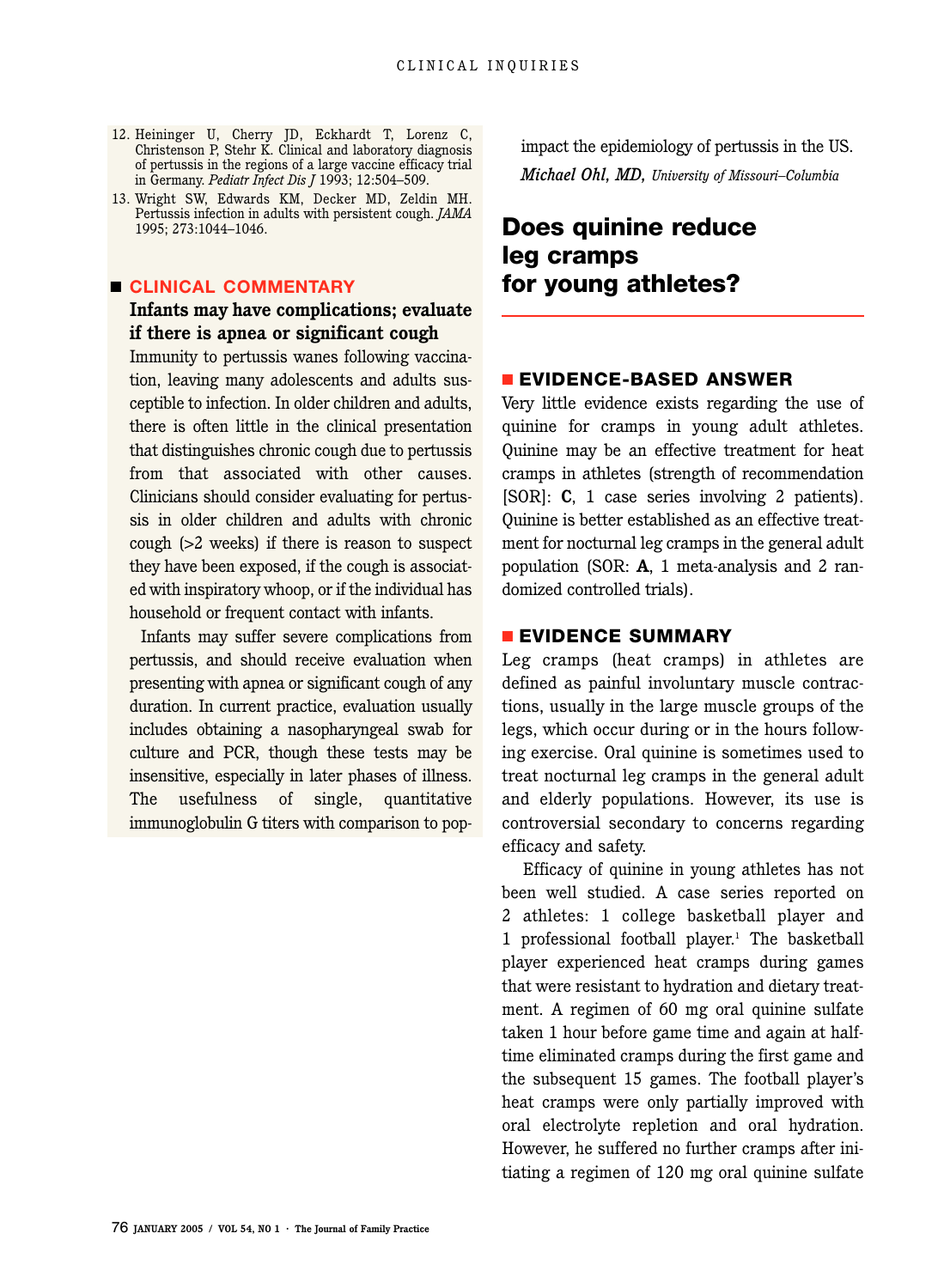12. Heininger U, Cherry JD, Eckhardt T, Lorenz C, Christenson P, Stehr K. Clinical and laboratory diagnosis of pertussis in the regions of a large vaccine efficacy trial in Germany. *Pediatr Infect Dis J* 1993; 12:504–509.
13. Wright SW, Edwards KM, Decker MD, Zeldin MH. Pertussis infection in adults with persistent cough. *JAMA* 1995; 273:1044–1046.

## CLINICAL COMMENTARY

### Infants may have complications; evaluate if there is apnea or significant cough

Immunity to pertussis wanes following vaccination, leaving many adolescents and adults susceptible to infection. In older children and adults, there is often little in the clinical presentation that distinguishes chronic cough due to pertussis from that associated with other causes. Clinicians should consider evaluating for pertussis in older children and adults with chronic cough (>2 weeks) if there is reason to suspect they have been exposed, if the cough is associated with inspiratory whoop, or if the individual has household or frequent contact with infants.

Infants may suffer severe complications from pertussis, and should receive evaluation when presenting with apnea or significant cough of any duration. In current practice, evaluation usually includes obtaining a nasopharyngeal swab for culture and PCR, though these tests may be insensitive, especially in later phases of illness. The usefulness of single, quantitative immunoglobulin G titers with comparison to population norms could significantly impact the epidemiology of pertussis in the US.

*Michael Ohl, MD, University of Missouri–Columbia*

# Does quinine reduce leg cramps for young athletes?

## EVIDENCE-BASED ANSWER

Very little evidence exists regarding the use of quinine for cramps in young adult athletes. Quinine may be an effective treatment for heat cramps in athletes (strength of recommendation [SOR]: **C**, 1 case series involving 2 patients). Quinine is better established as an effective treatment for nocturnal leg cramps in the general adult population (SOR: **A**, 1 meta-analysis and 2 randomized controlled trials).

## EVIDENCE SUMMARY

Leg cramps (heat cramps) in athletes are defined as painful involuntary muscle contractions, usually in the large muscle groups of the legs, which occur during or in the hours following exercise. Oral quinine is sometimes used to treat nocturnal leg cramps in the general adult and elderly populations. However, its use is controversial secondary to concerns regarding efficacy and safety.

Efficacy of quinine in young athletes has not been well studied. A case series reported on 2 athletes: 1 college basketball player and 1 professional football player.[1] The basketball player experienced heat cramps during games that were resistant to hydration and dietary treatment. A regimen of 60 mg oral quinine sulfate taken 1 hour before game time and again at halftime eliminated cramps during the first game and the subsequent 15 games. The football player's heat cramps were only partially improved with oral electrolyte repletion and oral hydration. However, he suffered no further cramps after initiating a regimen of 120 mg oral quinine sulfate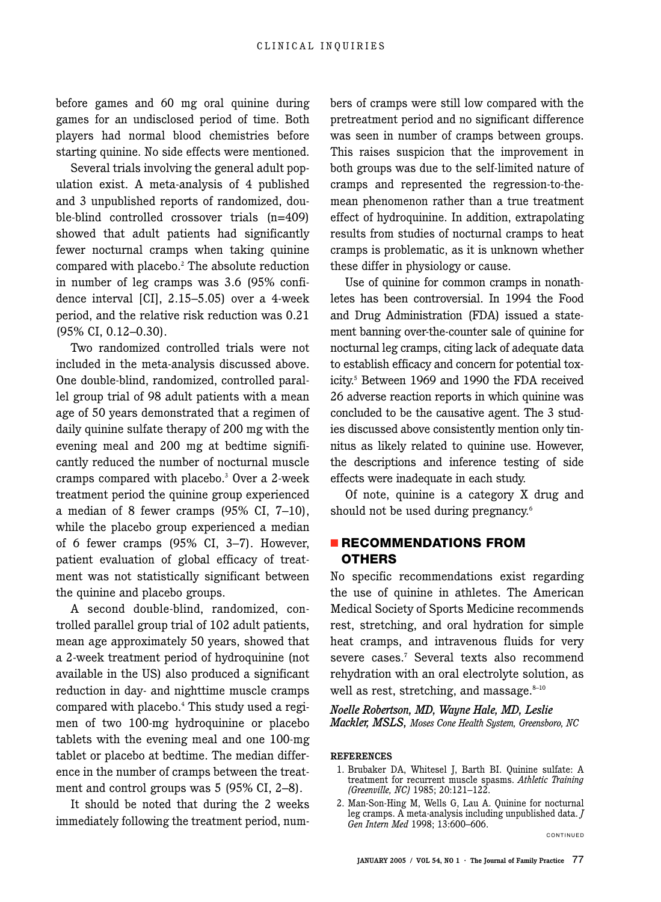before games and 60 mg oral quinine during games for an undisclosed period of time. Both players had normal blood chemistries before starting quinine. No side effects were mentioned.

Several trials involving the general adult population exist. A meta-analysis of 4 published and 3 unpublished reports of randomized, double-blind controlled crossover trials (n=409) showed that adult patients had significantly fewer nocturnal cramps when taking quinine compared with placebo.[2] The absolute reduction in number of leg cramps was 3.6 (95% confidence interval [CI], 2.15–5.05) over a 4-week period, and the relative risk reduction was 0.21 (95% CI, 0.12–0.30).

Two randomized controlled trials were not included in the meta-analysis discussed above. One double-blind, randomized, controlled parallel group trial of 98 adult patients with a mean age of 50 years demonstrated that a regimen of daily quinine sulfate therapy of 200 mg with the evening meal and 200 mg at bedtime significantly reduced the number of nocturnal muscle cramps compared with placebo.[3] Over a 2-week treatment period the quinine group experienced a median of 8 fewer cramps (95% CI, 7–10), while the placebo group experienced a median of 6 fewer cramps (95% CI, 3–7). However, patient evaluation of global efficacy of treatment was not statistically significant between the quinine and placebo groups.

A second double-blind, randomized, controlled parallel group trial of 102 adult patients, mean age approximately 50 years, showed that a 2-week treatment period of hydroquinine (not available in the US) also produced a significant reduction in day- and nighttime muscle cramps compared with placebo.[4] This study used a regimen of two 100-mg hydroquinine or placebo tablets with the evening meal and one 100-mg tablet or placebo at bedtime. The median difference in the number of cramps between the treatment and control groups was 5 (95% CI, 2–8).

It should be noted that during the 2 weeks immediately following the treatment period, numbers of cramps were still low compared with the pretreatment period and no significant difference was seen in number of cramps between groups. This raises suspicion that the improvement in both groups was due to the self-limited nature of cramps and represented the regression-to-the-mean phenomenon rather than a true treatment effect of hydroquinine. In addition, extrapolating results from studies of nocturnal cramps to heat cramps is problematic, as it is unknown whether these differ in physiology or cause.

Use of quinine for common cramps in nonathletes has been controversial. In 1994 the Food and Drug Administration (FDA) issued a statement banning over-the-counter sale of quinine for nocturnal leg cramps, citing lack of adequate data to establish efficacy and concern for potential toxicity.[5] Between 1969 and 1990 the FDA received 26 adverse reaction reports in which quinine was concluded to be the causative agent. The 3 studies discussed above consistently mention only tinnitus as likely related to quinine use. However, the descriptions and inference testing of side effects were inadequate in each study.

Of note, quinine is a category X drug and should not be used during pregnancy.[6]

## RECOMMENDATIONS FROM OTHERS

No specific recommendations exist regarding the use of quinine in athletes. The American Medical Society of Sports Medicine recommends rest, stretching, and oral hydration for simple heat cramps, and intravenous fluids for very severe cases.[7] Several texts also recommend rehydration with an oral electrolyte solution, as well as rest, stretching, and massage.[8–10]

***Noelle Robertson, MD, Wayne Hale, MD, Leslie Mackler, MSLS,*** *Moses Cone Health System, Greensboro, NC*

**REFERENCES**

1. Brubaker DA, Whitesel J, Barth BI. Quinine sulfate: A treatment for recurrent muscle spasms. *Athletic Training (Greenville, NC)* 1985; 20:121–122.
2. Man-Son-Hing M, Wells G, Lau A. Quinine for nocturnal leg cramps. A meta-analysis including unpublished data. *J Gen Intern Med* 1998; 13:600–606.

CONTINUED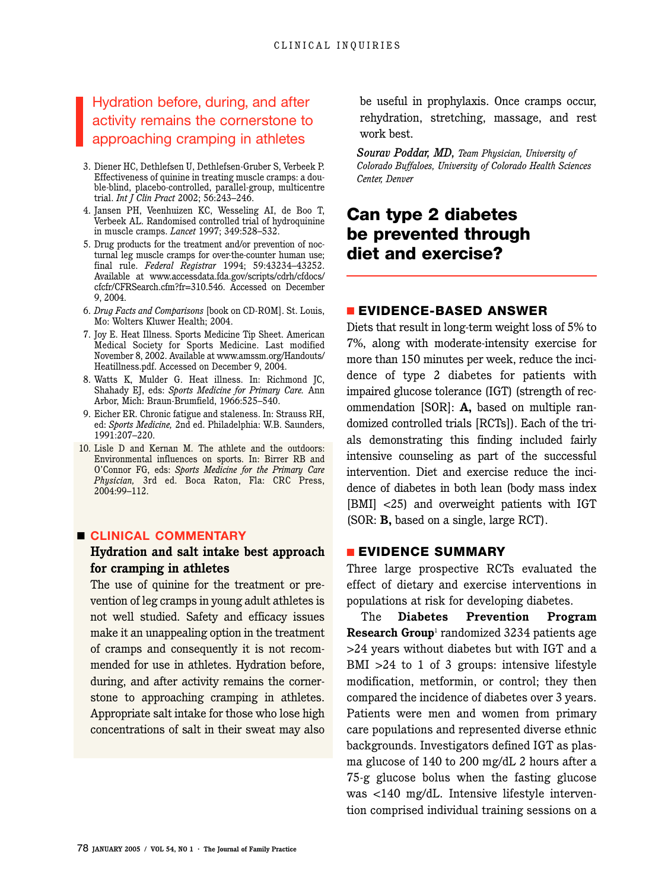Hydration before, during, and after activity remains the cornerstone to approaching cramping in athletes

3. Diener HC, Dethlefsen U, Dethlefsen-Gruber S, Verbeek P. Effectiveness of quinine in treating muscle cramps: a double-blind, placebo-controlled, parallel-group, multicentre trial. *Int J Clin Pract* 2002; 56:243–246.
4. Jansen PH, Veenhuizen KC, Wesseling AI, de Boo T, Verbeek AL. Randomised controlled trial of hydroquinine in muscle cramps. *Lancet* 1997; 349:528–532.
5. Drug products for the treatment and/or prevention of nocturnal leg muscle cramps for over-the-counter human use; final rule. *Federal Registrar* 1994; 59:43234–43252. Available at www.accessdata.fda.gov/scripts/cdrh/cfdocs/cfcfr/CFRSearch.cfm?fr=310.546. Accessed on December 9, 2004.
6. *Drug Facts and Comparisons* [book on CD-ROM]. St. Louis, Mo: Wolters Kluwer Health; 2004.
7. Joy E. Heat Illness. Sports Medicine Tip Sheet. American Medical Society for Sports Medicine. Last modified November 8, 2002. Available at www.amssm.org/Handouts/Heatillness.pdf. Accessed on December 9, 2004.
8. Watts K, Mulder G. Heat illness. In: Richmond JC, Shahady EJ, eds: *Sports Medicine for Primary Care.* Ann Arbor, Mich: Braun-Brumfield, 1966:525–540.
9. Eicher ER. Chronic fatigue and staleness. In: Strauss RH, ed: *Sports Medicine,* 2nd ed. Philadelphia: W.B. Saunders, 1991:207–220.
10. Lisle D and Kernan M. The athlete and the outdoors: Environmental influences on sports. In: Birrer RB and O'Connor FG, eds: *Sports Medicine for the Primary Care Physician,* 3rd ed. Boca Raton, Fla: CRC Press, 2004:99–112.

## CLINICAL COMMENTARY

### Hydration and salt intake best approach for cramping in athletes

The use of quinine for the treatment or prevention of leg cramps in young adult athletes is not well studied. Safety and efficacy issues make it an unappealing option in the treatment of cramps and consequently it is not recommended for use in athletes. Hydration before, during, and after activity remains the cornerstone to approaching cramping in athletes. Appropriate salt intake for those who lose high concentrations of salt in their sweat may also be useful in prophylaxis. Once cramps occur, rehydration, stretching, massage, and rest work best.

***Sourav Poddar, MD,*** *Team Physician, University of Colorado Buffaloes, University of Colorado Health Sciences Center, Denver*

# Can type 2 diabetes be prevented through diet and exercise?

## EVIDENCE-BASED ANSWER

Diets that result in long-term weight loss of 5% to 7%, along with moderate-intensity exercise for more than 150 minutes per week, reduce the incidence of type 2 diabetes for patients with impaired glucose tolerance (IGT) (strength of recommendation [SOR]: **A,** based on multiple randomized controlled trials [RCTs]). Each of the trials demonstrating this finding included fairly intensive counseling as part of the successful intervention. Diet and exercise reduce the incidence of diabetes in both lean (body mass index [BMI] <25) and overweight patients with IGT (SOR: **B,** based on a single, large RCT).

## EVIDENCE SUMMARY

Three large prospective RCTs evaluated the effect of dietary and exercise interventions in populations at risk for developing diabetes.

The **Diabetes Prevention Program Research Group**[1] randomized 3234 patients age >24 years without diabetes but with IGT and a BMI >24 to 1 of 3 groups: intensive lifestyle modification, metformin, or control; they then compared the incidence of diabetes over 3 years. Patients were men and women from primary care populations and represented diverse ethnic backgrounds. Investigators defined IGT as plasma glucose of 140 to 200 mg/dL 2 hours after a 75-g glucose bolus when the fasting glucose was <140 mg/dL. Intensive lifestyle intervention comprised individual training sessions on a